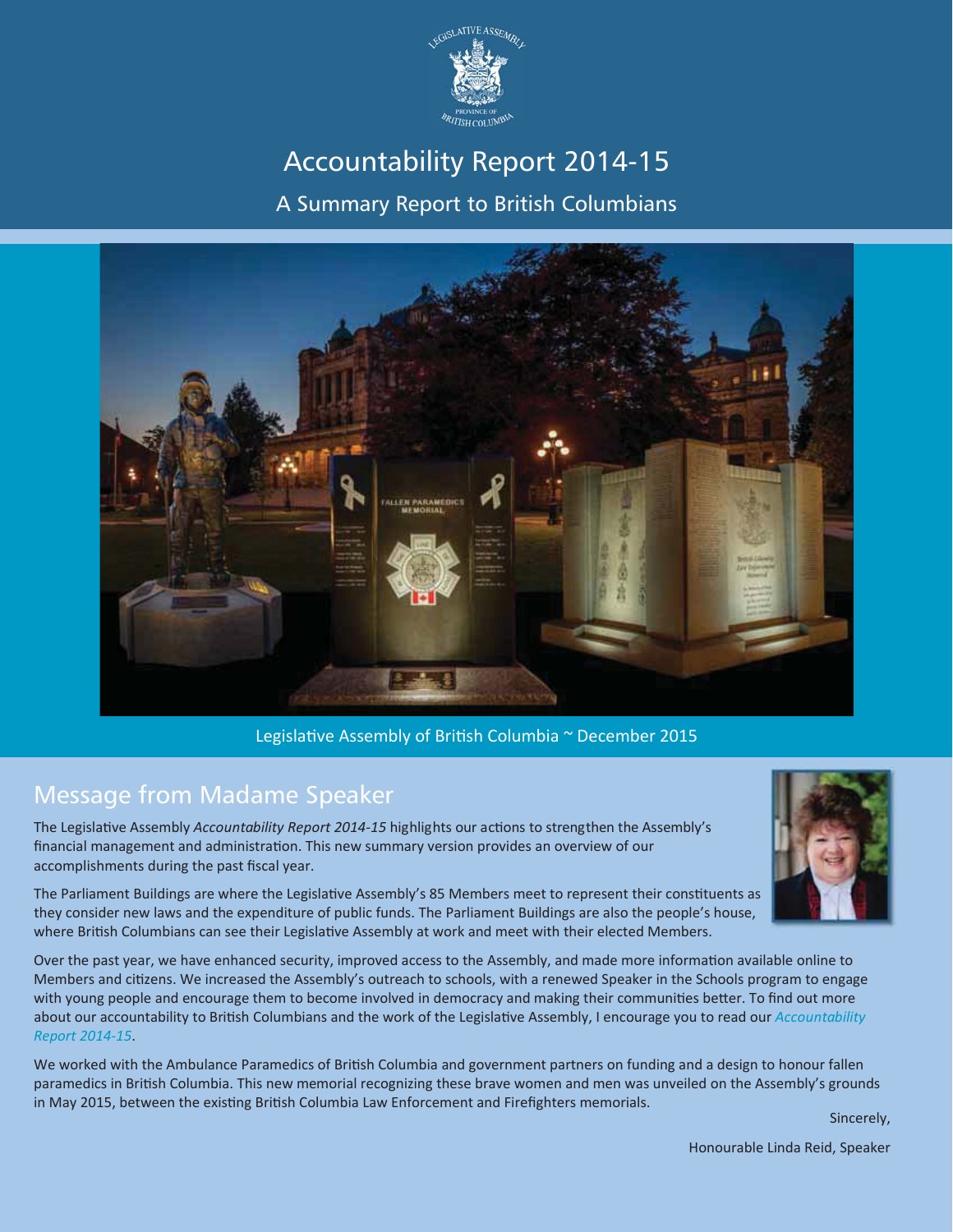# Accountability Report 2014-15

## A Summary Report to British Columbians

Legislative Assembly of British Columbia ~ December 2015

## Message from Madame Speaker

The Legislative Assembly *Accountability Report 2014-15* highlights our actions to strengthen the Assembly's financial management and administration. This new summary version provides an overview of our accomplishments during the past fiscal year.

The Parliament Buildings are where the Legislative Assembly's 85 Members meet to represent their constituents as they consider new laws and the expenditure of public funds. The Parliament Buildings are also the people's house, where British Columbians can see their Legislative Assembly at work and meet with their elected Members.

Over the past year, we have enhanced security, improved access to the Assembly, and made more information available online to Members and citizens. We increased the Assembly's outreach to schools, with a renewed Speaker in the Schools program to engage with young people and encourage them to become involved in democracy and making their communities better. To find out more about our accountability to British Columbians and the work of the Legislative Assembly, I encourage you to read our *Accountability Report 2014-15*.

We worked with the Ambulance Paramedics of British Columbia and government partners on funding and a design to honour fallen paramedics in British Columbia. This new memorial recognizing these brave women and men was unveiled on the Assembly's grounds in May 2015, between the existing British Columbia Law Enforcement and Firefighters memorials.

Sincerely,

Honourable Linda Reid, Speaker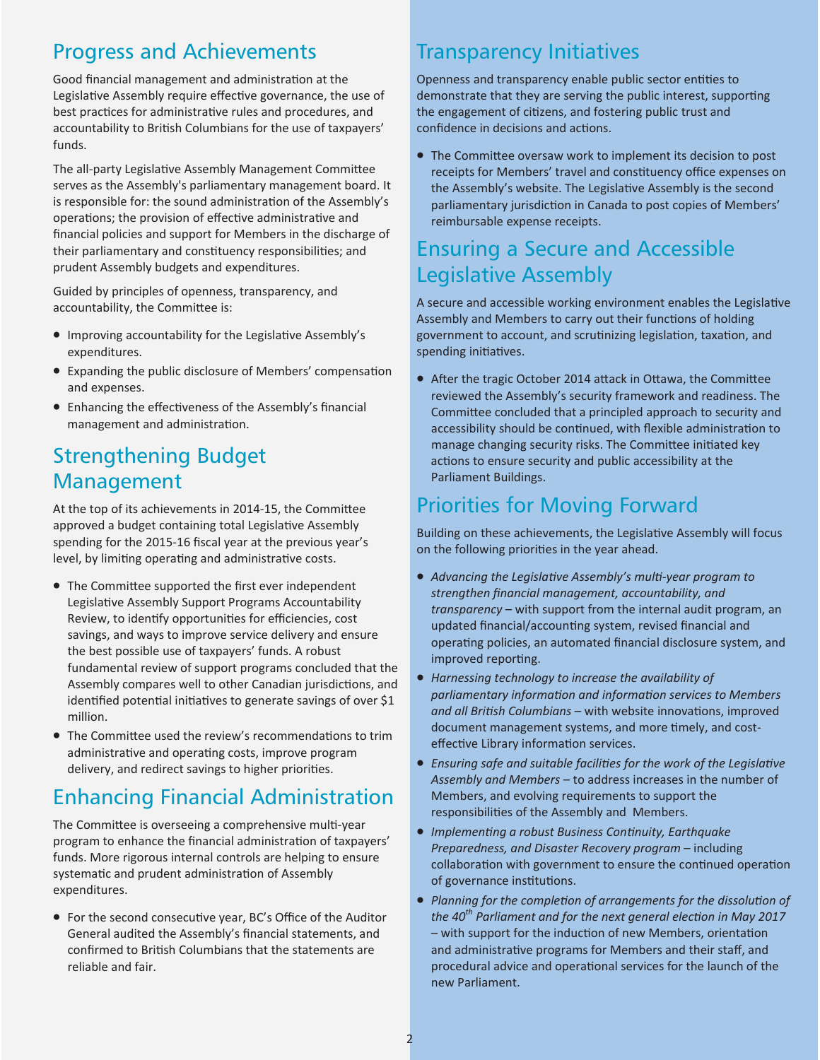## Progress and Achievements

Good financial management and administration at the Legislative Assembly require effective governance, the use of best practices for administrative rules and procedures, and accountability to British Columbians for the use of taxpayers' funds.

The all-party Legislative Assembly Management Committee serves as the Assembly's parliamentary management board. It is responsible for: the sound administration of the Assembly's operations; the provision of effective administrative and financial policies and support for Members in the discharge of their parliamentary and constituency responsibilities; and prudent Assembly budgets and expenditures.

Guided by principles of openness, transparency, and accountability, the Committee is:

- Improving accountability for the Legislative Assembly's expenditures.
- Expanding the public disclosure of Members' compensation and expenses.
- Enhancing the effectiveness of the Assembly's financial management and administration.

## Strengthening Budget Management

At the top of its achievements in 2014-15, the Committee approved a budget containing total Legislative Assembly spending for the 2015-16 fiscal year at the previous year's level, by limiting operating and administrative costs.

- The Committee supported the first ever independent Legislative Assembly Support Programs Accountability Review, to identify opportunities for efficiencies, cost savings, and ways to improve service delivery and ensure the best possible use of taxpayers' funds. A robust fundamental review of support programs concluded that the Assembly compares well to other Canadian jurisdictions, and identified potential initiatives to generate savings of over $1 million.
- The Committee used the review's recommendations to trim administrative and operating costs, improve program delivery, and redirect savings to higher priorities.

## Enhancing Financial Administration

The Committee is overseeing a comprehensive multi-year program to enhance the financial administration of taxpayers' funds. More rigorous internal controls are helping to ensure systematic and prudent administration of Assembly expenditures.

- For the second consecutive year, BC's Office of the Auditor General audited the Assembly's financial statements, and confirmed to British Columbians that the statements are reliable and fair.

## Transparency Initiatives

Openness and transparency enable public sector entities to demonstrate that they are serving the public interest, supporting the engagement of citizens, and fostering public trust and confidence in decisions and actions.

- The Committee oversaw work to implement its decision to post receipts for Members' travel and constituency office expenses on the Assembly's website. The Legislative Assembly is the second parliamentary jurisdiction in Canada to post copies of Members' reimbursable expense receipts.

## Ensuring a Secure and Accessible Legislative Assembly

A secure and accessible working environment enables the Legislative Assembly and Members to carry out their functions of holding government to account, and scrutinizing legislation, taxation, and spending initiatives.

- After the tragic October 2014 attack in Ottawa, the Committee reviewed the Assembly's security framework and readiness. The Committee concluded that a principled approach to security and accessibility should be continued, with flexible administration to manage changing security risks. The Committee initiated key actions to ensure security and public accessibility at the Parliament Buildings.

## Priorities for Moving Forward

Building on these achievements, the Legislative Assembly will focus on the following priorities in the year ahead.

- *Advancing the Legislative Assembly's multi-year program to strengthen financial management, accountability, and transparency* – with support from the internal audit program, an updated financial/accounting system, revised financial and operating policies, an automated financial disclosure system, and improved reporting.
- *Harnessing technology to increase the availability of parliamentary information and information services to Members and all British Columbians* – with website innovations, improved document management systems, and more timely, and cost-effective Library information services.
- *Ensuring safe and suitable facilities for the work of the Legislative Assembly and Members* – to address increases in the number of Members, and evolving requirements to support the responsibilities of the Assembly and Members.
- *Implementing a robust Business Continuity, Earthquake Preparedness, and Disaster Recovery program* – including collaboration with government to ensure the continued operation of governance institutions.
- *Planning for the completion of arrangements for the dissolution of the 40th Parliament and for the next general election in May 2017* – with support for the induction of new Members, orientation and administrative programs for Members and their staff, and procedural advice and operational services for the launch of the new Parliament.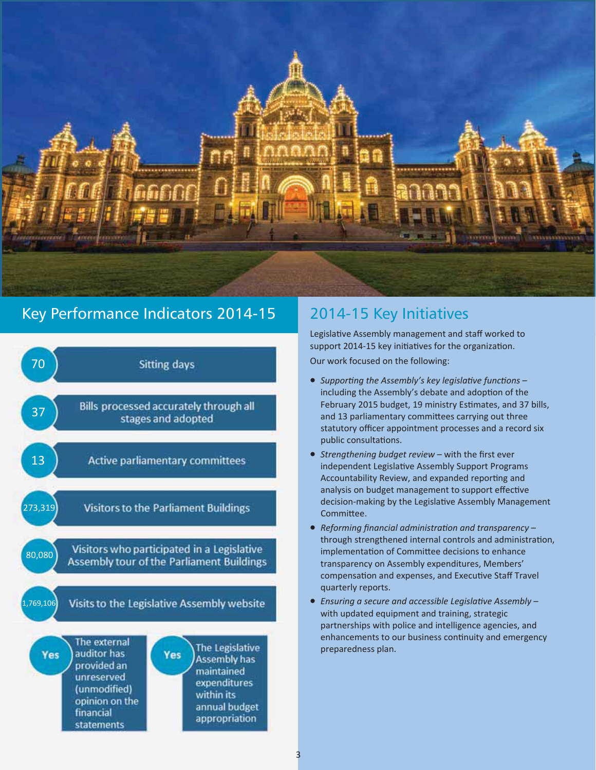## Key Performance Indicators 2014-15

| | |
|---|---|
| 70 | Sitting days |
| 37 | Bills processed accurately through all stages and adopted |
| 13 | Active parliamentary committees |
| 273,319 | Visitors to the Parliament Buildings |
| 80,080 | Visitors who participated in a Legislative Assembly tour of the Parliament Buildings |
| 1,769,106 | Visits to the Legislative Assembly website |
| Yes | The external auditor has provided an unreserved (unmodified) opinion on the financial statements |
| Yes | The Legislative Assembly has maintained expenditures within its annual budget appropriation |

## 2014-15 Key Initiatives

Legislative Assembly management and staff worked to support 2014-15 key initiatives for the organization.

Our work focused on the following:

- *Supporting the Assembly's key legislative functions* – including the Assembly's debate and adoption of the February 2015 budget, 19 ministry Estimates, and 37 bills, and 13 parliamentary committees carrying out three statutory officer appointment processes and a record six public consultations.
- *Strengthening budget review* – with the first ever independent Legislative Assembly Support Programs Accountability Review, and expanded reporting and analysis on budget management to support effective decision-making by the Legislative Assembly Management Committee.
- *Reforming financial administration and transparency* – through strengthened internal controls and administration, implementation of Committee decisions to enhance transparency on Assembly expenditures, Members' compensation and expenses, and Executive Staff Travel quarterly reports.
- *Ensuring a secure and accessible Legislative Assembly* – with updated equipment and training, strategic partnerships with police and intelligence agencies, and enhancements to our business continuity and emergency preparedness plan.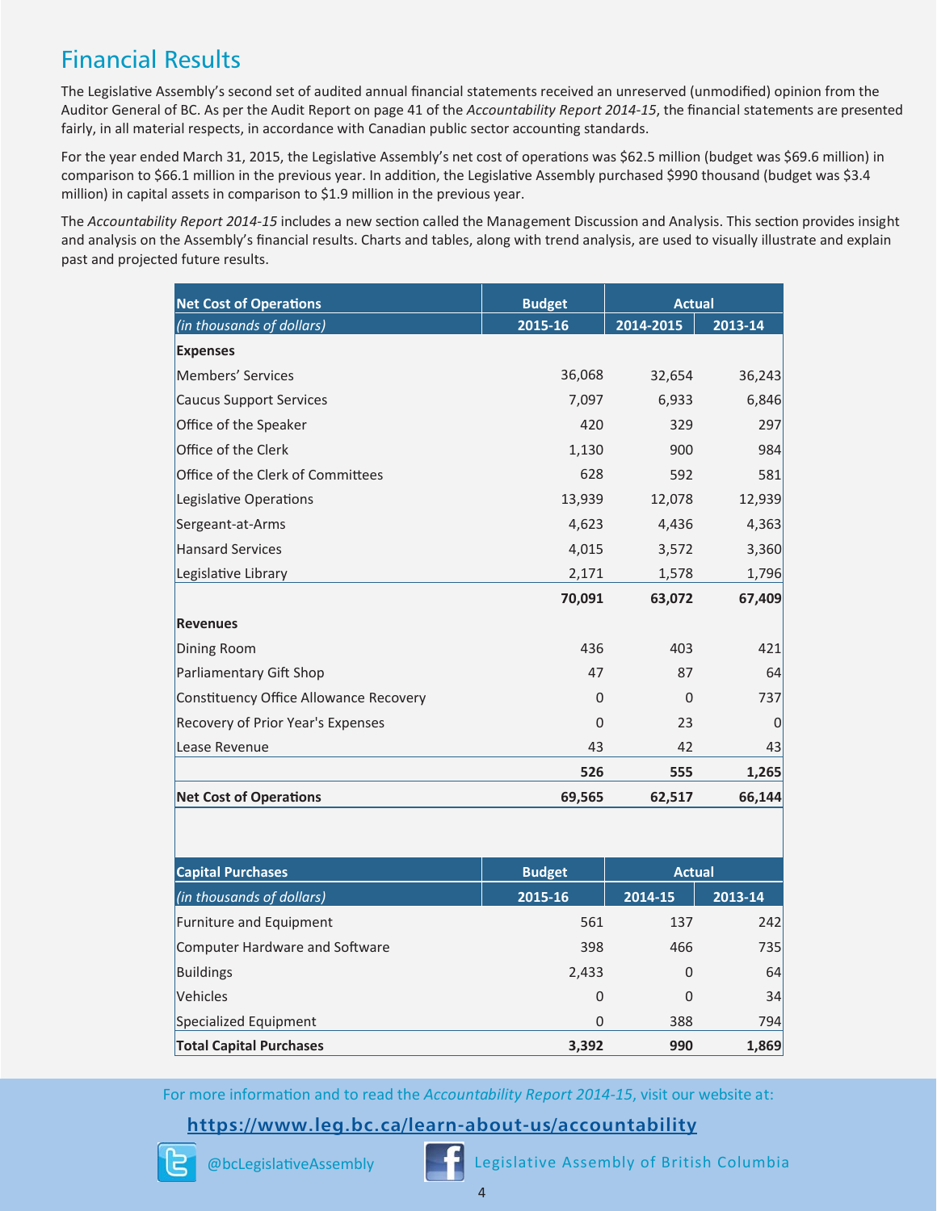## Financial Results

The Legislative Assembly's second set of audited annual financial statements received an unreserved (unmodified) opinion from the Auditor General of BC. As per the Audit Report on page 41 of the *Accountability Report 2014-15*, the financial statements are presented fairly, in all material respects, in accordance with Canadian public sector accounting standards.

For the year ended March 31, 2015, the Legislative Assembly's net cost of operations was $62.5 million (budget was $69.6 million) in comparison to $66.1 million in the previous year. In addition, the Legislative Assembly purchased $990 thousand (budget was $3.4 million) in capital assets in comparison to $1.9 million in the previous year.

The *Accountability Report 2014-15* includes a new section called the Management Discussion and Analysis. This section provides insight and analysis on the Assembly's financial results. Charts and tables, along with trend analysis, are used to visually illustrate and explain past and projected future results.

| **Net Cost of Operations** | **Budget** | **Actual** | |
|---|---|---|---|
| *(in thousands of dollars)* | **2015-16** | **2014-2015** | **2013-14** |
| **Expenses** | | | |
| Members' Services | 36,068 | 32,654 | 36,243 |
| Caucus Support Services | 7,097 | 6,933 | 6,846 |
| Office of the Speaker | 420 | 329 | 297 |
| Office of the Clerk | 1,130 | 900 | 984 |
| Office of the Clerk of Committees | 628 | 592 | 581 |
| Legislative Operations | 13,939 | 12,078 | 12,939 |
| Sergeant-at-Arms | 4,623 | 4,436 | 4,363 |
| Hansard Services | 4,015 | 3,572 | 3,360 |
| Legislative Library | 2,171 | 1,578 | 1,796 |
| | **70,091** | **63,072** | **67,409** |
| **Revenues** | | | |
| Dining Room | 436 | 403 | 421 |
| Parliamentary Gift Shop | 47 | 87 | 64 |
| Constituency Office Allowance Recovery | 0 | 0 | 737 |
| Recovery of Prior Year's Expenses | 0 | 23 | 0 |
| Lease Revenue | 43 | 42 | 43 |
| | **526** | **555** | **1,265** |
| **Net Cost of Operations** | **69,565** | **62,517** | **66,144** |

| **Capital Purchases** | **Budget** | **Actual** | |
|---|---|---|---|
| *(in thousands of dollars)* | **2015-16** | **2014-15** | **2013-14** |
| Furniture and Equipment | 561 | 137 | 242 |
| Computer Hardware and Software | 398 | 466 | 735 |
| Buildings | 2,433 | 0 | 64 |
| Vehicles | 0 | 0 | 34 |
| Specialized Equipment | 0 | 388 | 794 |
| **Total Capital Purchases** | **3,392** | **990** | **1,869** |

For more information and to read the *Accountability Report 2014-15*, visit our website at:

**https://www.leg.bc.ca/learn-about-us/accountability**

@bcLegislativeAssembly

Legislative Assembly of British Columbia